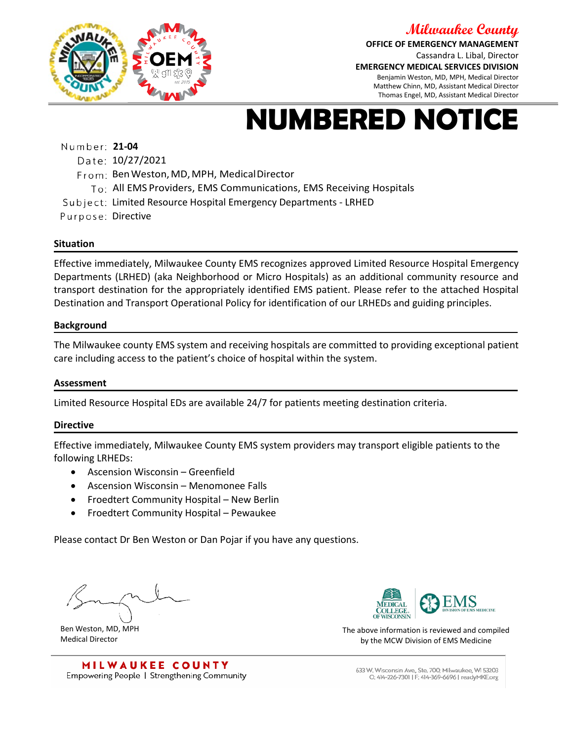**Milwaukee County**

**OFFICE OF EMERGENCY MANAGEMENT**
Cassandra L. Libal, Director
**EMERGENCY MEDICAL SERVICES DIVISION**
Benjamin Weston, MD, MPH, Medical Director
Matthew Chinn, MD, Assistant Medical Director
Thomas Engel, MD, Assistant Medical Director

# NUMBERED NOTICE

Number: **21-04**
Date: 10/27/2021
From: Ben Weston, MD, MPH, Medical Director
To: All EMS Providers, EMS Communications, EMS Receiving Hospitals
Subject: Limited Resource Hospital Emergency Departments - LRHED
Purpose: Directive

## Situation

Effective immediately, Milwaukee County EMS recognizes approved Limited Resource Hospital Emergency Departments (LRHED) (aka Neighborhood or Micro Hospitals) as an additional community resource and transport destination for the appropriately identified EMS patient. Please refer to the attached Hospital Destination and Transport Operational Policy for identification of our LRHEDs and guiding principles.

## Background

The Milwaukee county EMS system and receiving hospitals are committed to providing exceptional patient care including access to the patient's choice of hospital within the system.

## Assessment

Limited Resource Hospital EDs are available 24/7 for patients meeting destination criteria.

## Directive

Effective immediately, Milwaukee County EMS system providers may transport eligible patients to the following LRHEDs:

- Ascension Wisconsin – Greenfield
- Ascension Wisconsin – Menomonee Falls
- Froedtert Community Hospital – New Berlin
- Froedtert Community Hospital – Pewaukee

Please contact Dr Ben Weston or Dan Pojar if you have any questions.

Ben Weston, MD, MPH
Medical Director

The above information is reviewed and compiled by the MCW Division of EMS Medicine

MILWAUKEE COUNTY
Empowering People | Strengthening Community

633 W. Wisconsin Ave., Ste. 700; Milwaukee, WI 53203
O: 414-226-7301 | F: 414-369-6696 | readyMKE.org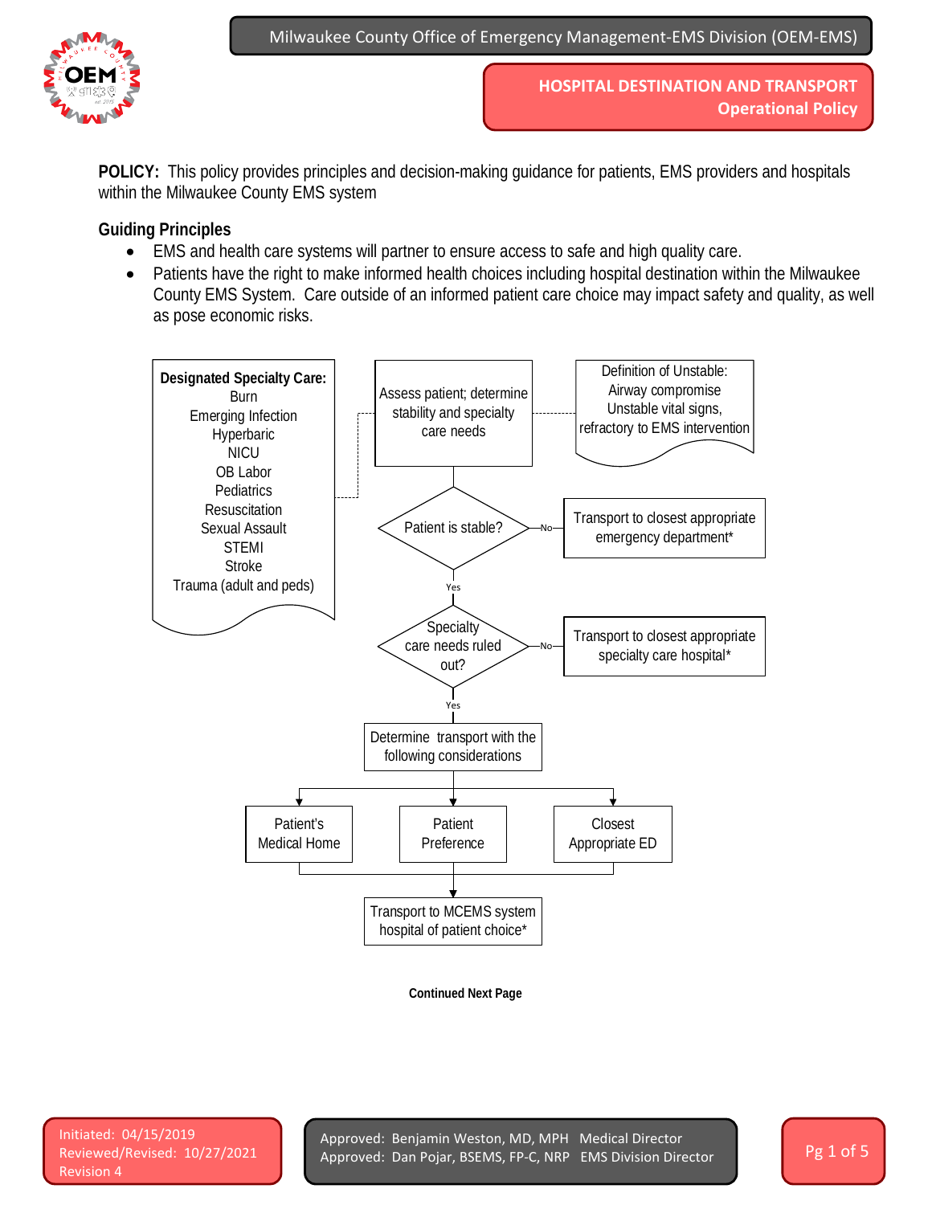# HOSPITAL DESTINATION AND TRANSPORT
## Operational Policy

**POLICY:** This policy provides principles and decision-making guidance for patients, EMS providers and hospitals within the Milwaukee County EMS system

**Guiding Principles**

- EMS and health care systems will partner to ensure access to safe and high quality care.
- Patients have the right to make informed health choices including hospital destination within the Milwaukee County EMS System. Care outside of an informed patient care choice may impact safety and quality, as well as pose economic risks.

**Designated Specialty Care:**
Burn
Emerging Infection
Hyperbaric
NICU
OB Labor
Pediatrics
Resuscitation
Sexual Assault
STEMI
Stroke
Trauma (adult and peds)

Assess patient; determine stability and specialty care needs

Definition of Unstable:
Airway compromise
Unstable vital signs, refractory to EMS intervention

Patient is stable?
No → Transport to closest appropriate emergency department*
Yes

Specialty care needs ruled out?
No → Transport to closest appropriate specialty care hospital*
Yes

Determine transport with the following considerations

Patient's Medical Home
Patient Preference
Closest Appropriate ED

Transport to MCEMS system hospital of patient choice*

**Continued Next Page**

Initiated: 04/15/2019
Reviewed/Revised: 10/27/2021
Revision 4

Approved: Benjamin Weston, MD, MPH Medical Director
Approved: Dan Pojar, BSEMS, FP-C, NRP EMS Division Director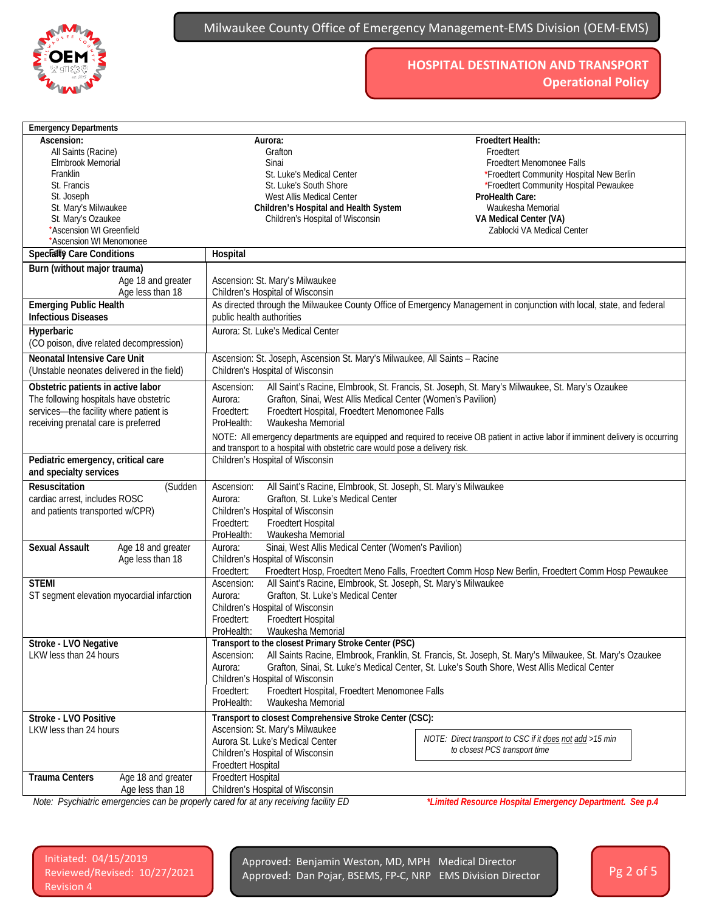# HOSPITAL DESTINATION AND TRANSPORT Operational Policy

**Emergency Departments**

| Ascension: | Aurora: | Froedtert Health: |
|---|---|---|
| All Saints (Racine) | Grafton | Froedtert |
| Elmbrook Memorial | Sinai | Froedtert Menomonee Falls |
| Franklin | St. Luke's Medical Center | *Froedtert Community Hospital New Berlin |
| St. Francis | St. Luke's South Shore | *Froedtert Community Hospital Pewaukee |
| St. Joseph | West Allis Medical Center | **ProHealth Care:** |
| St. Mary's Milwaukee | **Children's Hospital and Health System** | Waukesha Memorial |
| St. Mary's Ozaukee | Children's Hospital of Wisconsin | **VA Medical Center (VA)** |
| *Ascension WI Greenfield | | Zablocki VA Medical Center |
| *Ascension WI Menomonee Falls | | |

| Specialty Care Conditions | Hospital |
|---|---|
| **Burn (without major trauma)**<br>Age 18 and greater<br>Age less than 18 | Ascension: St. Mary's Milwaukee<br>Children's Hospital of Wisconsin |
| **Emerging Public Health Infectious Diseases** | As directed through the Milwaukee County Office of Emergency Management in conjunction with local, state, and federal public health authorities |
| **Hyperbaric**<br>(CO poison, dive related decompression) | Aurora: St. Luke's Medical Center |
| **Neonatal Intensive Care Unit**<br>(Unstable neonates delivered in the field) | Ascension: St. Joseph, Ascension St. Mary's Milwaukee, All Saints – Racine<br>Children's Hospital of Wisconsin |
| **Obstetric patients in active labor**<br>The following hospitals have obstetric services—the facility where patient is receiving prenatal care is preferred | Ascension: All Saint's Racine, Elmbrook, St. Francis, St. Joseph, St. Mary's Milwaukee, St. Mary's Ozaukee<br>Aurora: Grafton, Sinai, West Allis Medical Center (Women's Pavilion)<br>Froedtert: Froedtert Hospital, Froedtert Menomonee Falls<br>ProHealth: Waukesha Memorial<br>NOTE: All emergency departments are equipped and required to receive OB patient in active labor if imminent delivery is occurring and transport to a hospital with obstetric care would pose a delivery risk. |
| **Pediatric emergency, critical care and specialty services** | Children's Hospital of Wisconsin |
| **Resuscitation** (Sudden cardiac arrest, includes ROSC and patients transported w/CPR) | Ascension: All Saint's Racine, Elmbrook, St. Joseph, St. Mary's Milwaukee<br>Aurora: Grafton, St. Luke's Medical Center<br>Children's Hospital of Wisconsin<br>Froedtert: Froedtert Hospital<br>ProHealth: Waukesha Memorial |
| **Sexual Assault** Age 18 and greater<br>Age less than 18 | Aurora: Sinai, West Allis Medical Center (Women's Pavilion)<br>Children's Hospital of Wisconsin<br>Froedtert: Froedtert Hosp, Froedtert Meno Falls, Froedtert Comm Hosp New Berlin, Froedtert Comm Hosp Pewaukee |
| **STEMI**<br>ST segment elevation myocardial infarction | Ascension: All Saint's Racine, Elmbrook, St. Joseph, St. Mary's Milwaukee<br>Aurora: Grafton, St. Luke's Medical Center<br>Children's Hospital of Wisconsin<br>Froedtert: Froedtert Hospital<br>ProHealth: Waukesha Memorial |
| **Stroke - LVO Negative**<br>LKW less than 24 hours | **Transport to the closest Primary Stroke Center (PSC)**<br>Ascension: All Saints Racine, Elmbrook, Franklin, St. Francis, St. Joseph, St. Mary's Milwaukee, St. Mary's Ozaukee<br>Aurora: Grafton, Sinai, St. Luke's Medical Center, St. Luke's South Shore, West Allis Medical Center<br>Children's Hospital of Wisconsin<br>Froedtert: Froedtert Hospital, Froedtert Menomonee Falls<br>ProHealth: Waukesha Memorial |
| **Stroke - LVO Positive**<br>LKW less than 24 hours | **Transport to closest Comprehensive Stroke Center (CSC):**<br>Ascension: St. Mary's Milwaukee<br>Aurora St. Luke's Medical Center<br>Children's Hospital of Wisconsin<br>Froedtert Hospital<br>*NOTE: Direct transport to CSC if it does not add >15 min to closest PCS transport time* |
| **Trauma Centers** Age 18 and greater<br>Age less than 18 | Froedtert Hospital<br>Children's Hospital of Wisconsin |

*Note: Psychiatric emergencies can be properly cared for at any receiving facility ED*

***Limited Resource Hospital Emergency Department. See p.4**

Initiated: 04/15/2019
Reviewed/Revised: 10/27/2021
Revision 4

Approved: Benjamin Weston, MD, MPH Medical Director
Approved: Dan Pojar, BSEMS, FP-C, NRP EMS Division Director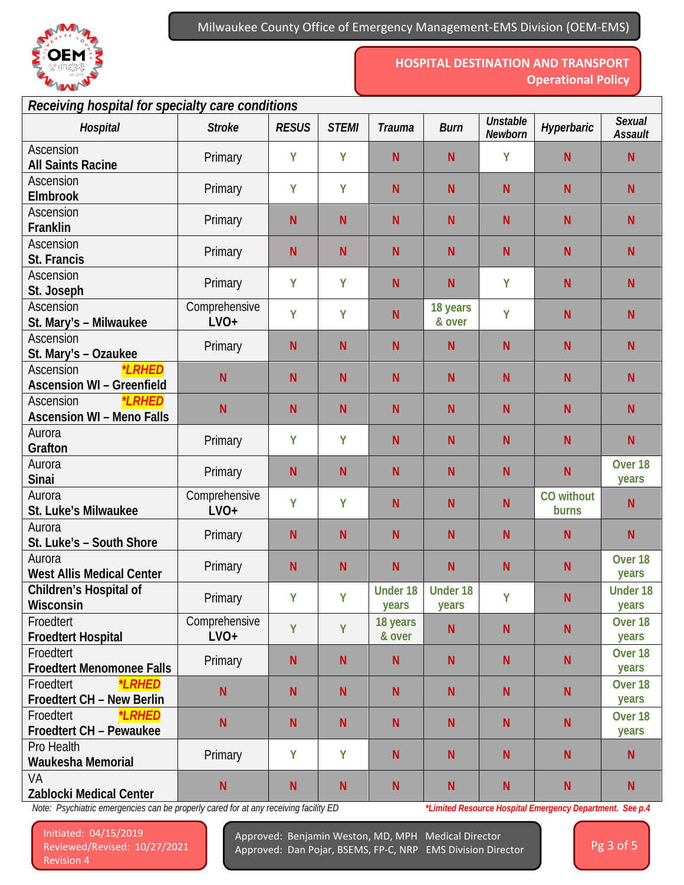Milwaukee County Office of Emergency Management-EMS Division (OEM-EMS)

**HOSPITAL DESTINATION AND TRANSPORT Operational Policy**

***Receiving hospital for specialty care conditions***

| *Hospital* | *Stroke* | *RESUS* | *STEMI* | *Trauma* | *Burn* | *Unstable Newborn* | *Hyperbaric* | *Sexual Assault* |
|---|---|---|---|---|---|---|---|---|
| Ascension **All Saints Racine** | Primary | Y | Y | N | N | Y | N | N |
| Ascension **Elmbrook** | Primary | Y | Y | N | N | N | N | N |
| Ascension **Franklin** | Primary | N | N | N | N | N | N | N |
| Ascension **St. Francis** | Primary | N | N | N | N | N | N | N |
| Ascension **St. Joseph** | Primary | Y | Y | N | N | Y | N | N |
| Ascension **St. Mary's – Milwaukee** | Comprehensive LVO+ | Y | Y | N | 18 years & over | Y | N | N |
| Ascension **St. Mary's – Ozaukee** | Primary | N | N | N | N | N | N | N |
| Ascension *\*LRHED* **Ascension WI – Greenfield** | N | N | N | N | N | N | N | N |
| Ascension *\*LRHED* **Ascension WI – Meno Falls** | N | N | N | N | N | N | N | N |
| Aurora **Grafton** | Primary | Y | Y | N | N | N | N | N |
| Aurora **Sinai** | Primary | N | N | N | N | N | N | Over 18 years |
| Aurora **St. Luke's Milwaukee** | Comprehensive LVO+ | Y | Y | N | N | N | CO without burns | N |
| Aurora **St. Luke's – South Shore** | Primary | N | N | N | N | N | N | N |
| Aurora **West Allis Medical Center** | Primary | N | N | N | N | N | N | Over 18 years |
| **Children's Hospital of Wisconsin** | Primary | Y | Y | Under 18 years | Under 18 years | Y | N | Under 18 years |
| Froedtert **Froedtert Hospital** | Comprehensive LVO+ | Y | Y | 18 years & over | N | N | N | Over 18 years |
| Froedtert **Froedtert Menomonee Falls** | Primary | N | N | N | N | N | N | Over 18 years |
| Froedtert *\*LRHED* **Froedtert CH – New Berlin** | N | N | N | N | N | N | N | Over 18 years |
| Froedtert *\*LRHED* **Froedtert CH – Pewaukee** | N | N | N | N | N | N | N | Over 18 years |
| Pro Health **Waukesha Memorial** | Primary | Y | Y | N | N | N | N | N |
| VA **Zablocki Medical Center** | N | N | N | N | N | N | N | N |

*Note: Psychiatric emergencies can be properly cared for at any receiving facility ED*

*\*Limited Resource Hospital Emergency Department. See p.4*

Initiated: 04/15/2019
Reviewed/Revised: 10/27/2021
Revision 4

Approved: Benjamin Weston, MD, MPH Medical Director
Approved: Dan Pojar, BSEMS, FP-C, NRP EMS Division Director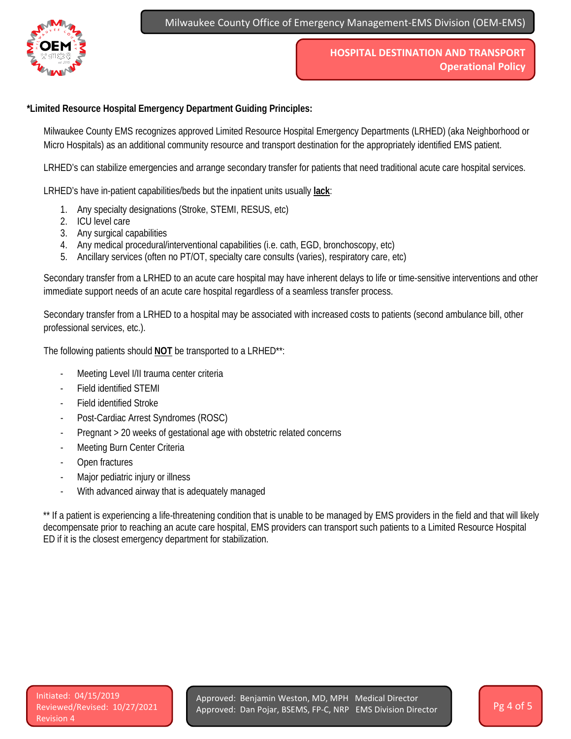**\*Limited Resource Hospital Emergency Department Guiding Principles:**

Milwaukee County EMS recognizes approved Limited Resource Hospital Emergency Departments (LRHED) (aka Neighborhood or Micro Hospitals) as an additional community resource and transport destination for the appropriately identified EMS patient.

LRHED's can stabilize emergencies and arrange secondary transfer for patients that need traditional acute care hospital services.

LRHED's have in-patient capabilities/beds but the inpatient units usually **lack**:

1. Any specialty designations (Stroke, STEMI, RESUS, etc)
2. ICU level care
3. Any surgical capabilities
4. Any medical procedural/interventional capabilities (i.e. cath, EGD, bronchoscopy, etc)
5. Ancillary services (often no PT/OT, specialty care consults (varies), respiratory care, etc)

Secondary transfer from a LRHED to an acute care hospital may have inherent delays to life or time-sensitive interventions and other immediate support needs of an acute care hospital regardless of a seamless transfer process.

Secondary transfer from a LRHED to a hospital may be associated with increased costs to patients (second ambulance bill, other professional services, etc.).

The following patients should **NOT** be transported to a LRHED\*\*:

- Meeting Level I/II trauma center criteria
- Field identified STEMI
- Field identified Stroke
- Post-Cardiac Arrest Syndromes (ROSC)
- Pregnant > 20 weeks of gestational age with obstetric related concerns
- Meeting Burn Center Criteria
- Open fractures
- Major pediatric injury or illness
- With advanced airway that is adequately managed

\*\* If a patient is experiencing a life-threatening condition that is unable to be managed by EMS providers in the field and that will likely decompensate prior to reaching an acute care hospital, EMS providers can transport such patients to a Limited Resource Hospital ED if it is the closest emergency department for stabilization.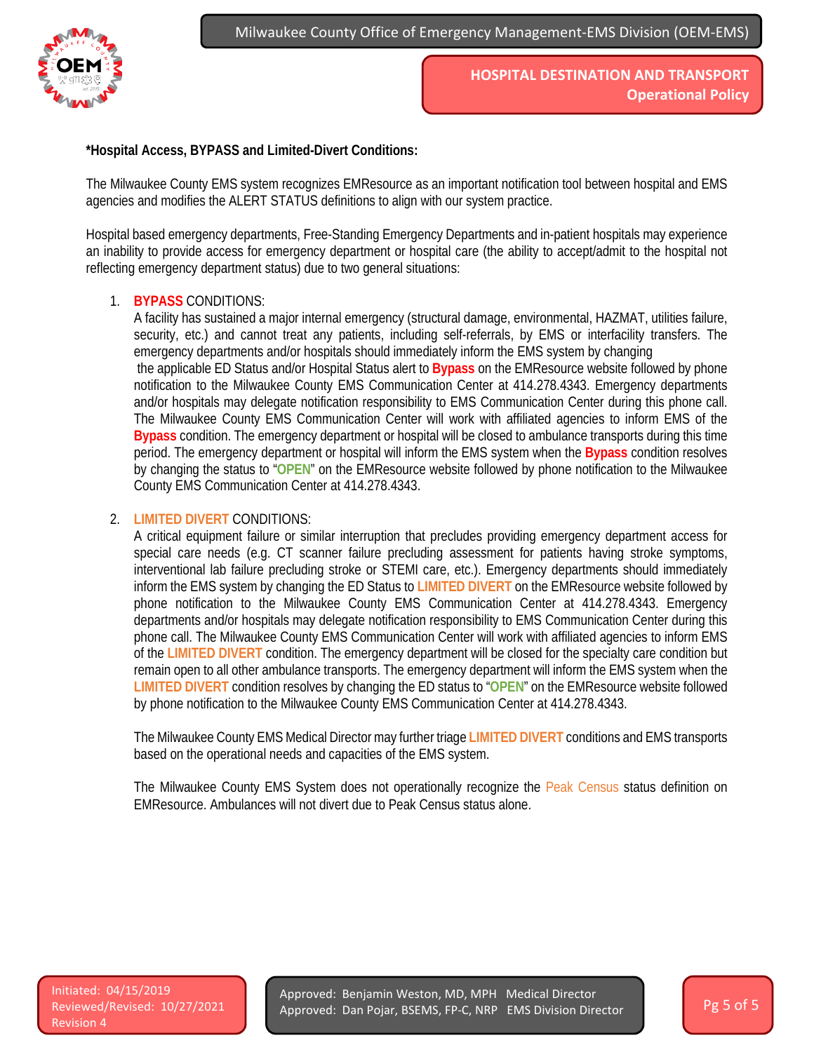**\*Hospital Access, BYPASS and Limited-Divert Conditions:**

The Milwaukee County EMS system recognizes EMResource as an important notification tool between hospital and EMS agencies and modifies the ALERT STATUS definitions to align with our system practice.

Hospital based emergency departments, Free-Standing Emergency Departments and in-patient hospitals may experience an inability to provide access for emergency department or hospital care (the ability to accept/admit to the hospital not reflecting emergency department status) due to two general situations:

1. **BYPASS** CONDITIONS:
   A facility has sustained a major internal emergency (structural damage, environmental, HAZMAT, utilities failure, security, etc.) and cannot treat any patients, including self-referrals, by EMS or interfacility transfers. The emergency departments and/or hospitals should immediately inform the EMS system by changing the applicable ED Status and/or Hospital Status alert to **Bypass** on the EMResource website followed by phone notification to the Milwaukee County EMS Communication Center at 414.278.4343. Emergency departments and/or hospitals may delegate notification responsibility to EMS Communication Center during this phone call. The Milwaukee County EMS Communication Center will work with affiliated agencies to inform EMS of the **Bypass** condition. The emergency department or hospital will be closed to ambulance transports during this time period. The emergency department or hospital will inform the EMS system when the **Bypass** condition resolves by changing the status to "**OPEN**" on the EMResource website followed by phone notification to the Milwaukee County EMS Communication Center at 414.278.4343.

2. **LIMITED DIVERT** CONDITIONS:
   A critical equipment failure or similar interruption that precludes providing emergency department access for special care needs (e.g. CT scanner failure precluding assessment for patients having stroke symptoms, interventional lab failure precluding stroke or STEMI care, etc.). Emergency departments should immediately inform the EMS system by changing the ED Status to **LIMITED DIVERT** on the EMResource website followed by phone notification to the Milwaukee County EMS Communication Center at 414.278.4343. Emergency departments and/or hospitals may delegate notification responsibility to EMS Communication Center during this phone call. The Milwaukee County EMS Communication Center will work with affiliated agencies to inform EMS of the **LIMITED DIVERT** condition. The emergency department will be closed for the specialty care condition but remain open to all other ambulance transports. The emergency department will inform the EMS system when the **LIMITED DIVERT** condition resolves by changing the ED status to "**OPEN**" on the EMResource website followed by phone notification to the Milwaukee County EMS Communication Center at 414.278.4343.

   The Milwaukee County EMS Medical Director may further triage **LIMITED DIVERT** conditions and EMS transports based on the operational needs and capacities of the EMS system.

   The Milwaukee County EMS System does not operationally recognize the Peak Census status definition on EMResource. Ambulances will not divert due to Peak Census status alone.